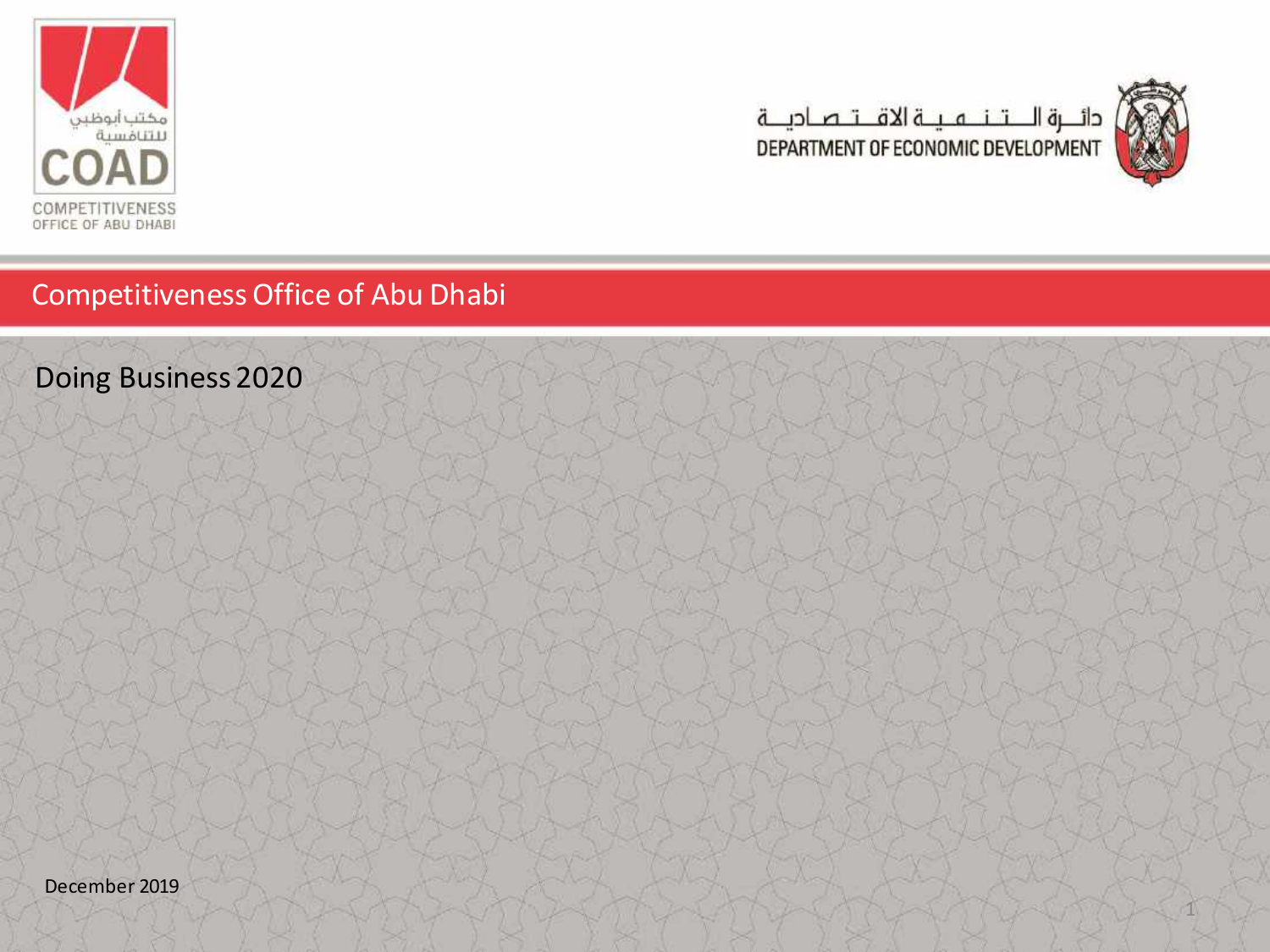مكتب أبوظبي للتنافسية

COAD

COMPETITIVENESS OFFICE OF ABU DHABI

دائــرة الــتــنــمــيــة الاقــتــصــاديــة

DEPARTMENT OF ECONOMIC DEVELOPMENT

# Competitiveness Office of Abu Dhabi

## Doing Business 2020

December 2019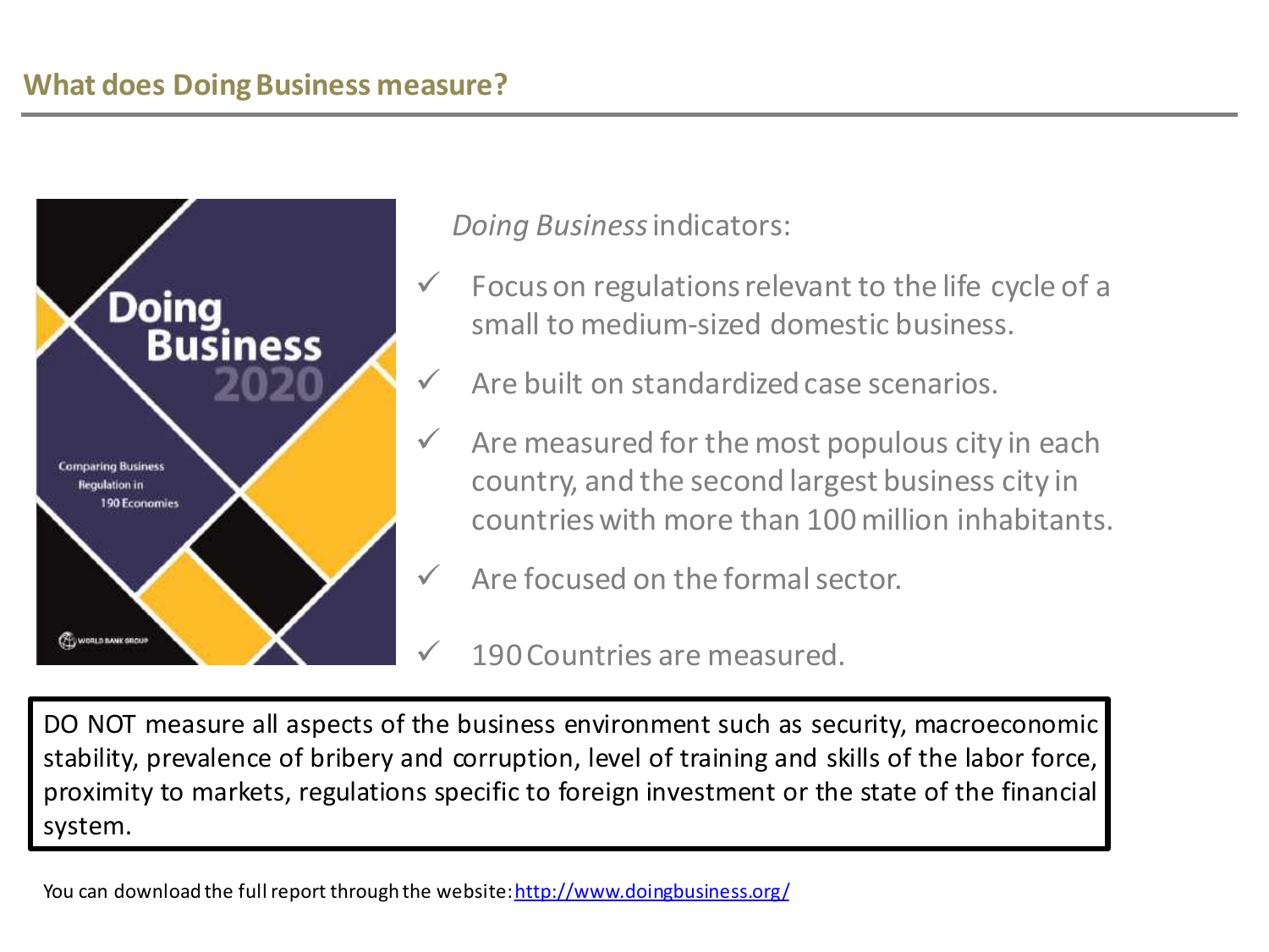## What does Doing Business measure?

*Doing Business* indicators:

- ✓ Focus on regulations relevant to the life cycle of a small to medium-sized domestic business.
- ✓ Are built on standardized case scenarios.
- ✓ Are measured for the most populous city in each country, and the second largest business city in countries with more than 100 million inhabitants.
- ✓ Are focused on the formal sector.
- ✓ 190 Countries are measured.

DO NOT measure all aspects of the business environment such as security, macroeconomic stability, prevalence of bribery and corruption, level of training and skills of the labor force, proximity to markets, regulations specific to foreign investment or the state of the financial system.

You can download the full report through the website: [http://www.doingbusiness.org/](http://www.doingbusiness.org/)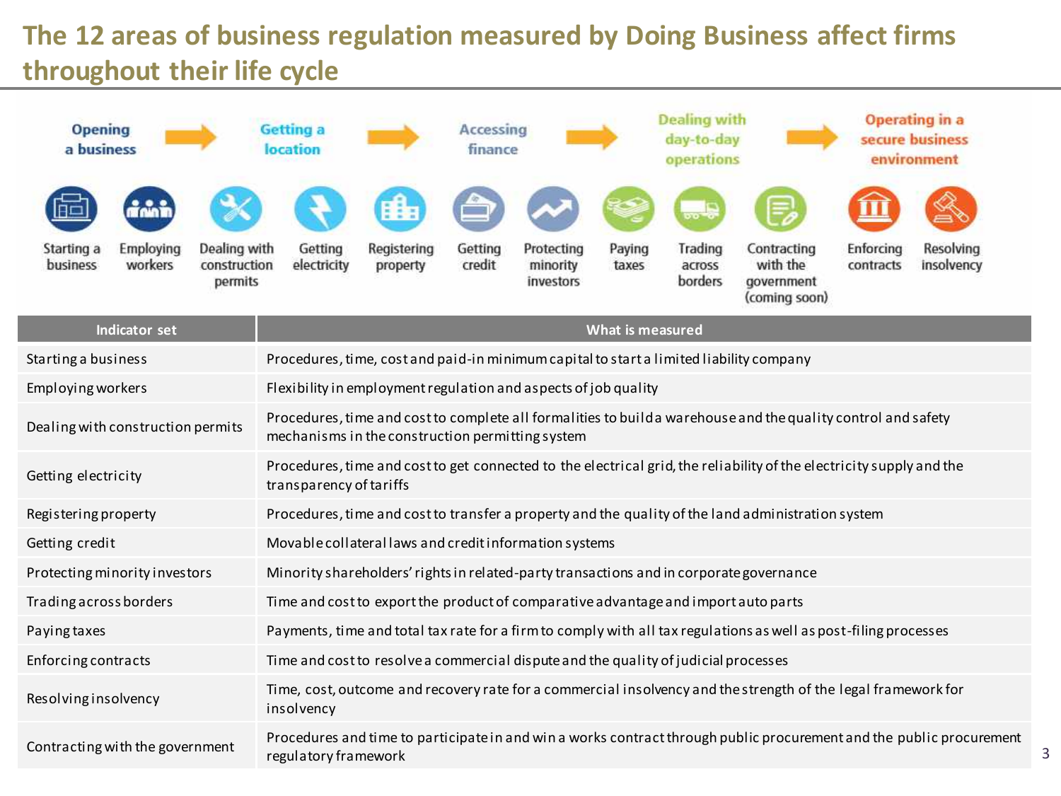# The 12 areas of business regulation measured by Doing Business affect firms throughout their life cycle

Opening a business → Getting a location → Accessing finance → Dealing with day-to-day operations → Operating in a secure business environment

Starting a business | Employing workers | Dealing with construction permits | Getting electricity | Registering property | Getting credit | Protecting minority investors | Paying taxes | Trading across borders | Contracting with the government (coming soon) | Enforcing contracts | Resolving insolvency

| Indicator set | What is measured |
|---|---|
| Starting a business | Procedures, time, cost and paid-in minimum capital to start a limited liability company |
| Employing workers | Flexibility in employment regulation and aspects of job quality |
| Dealing with construction permits | Procedures, time and cost to complete all formalities to build a warehouse and the quality control and safety mechanisms in the construction permitting system |
| Getting electricity | Procedures, time and cost to get connected to the electrical grid, the reliability of the electricity supply and the transparency of tariffs |
| Registering property | Procedures, time and cost to transfer a property and the quality of the land administration system |
| Getting credit | Movable collateral laws and credit information systems |
| Protecting minority investors | Minority shareholders' rights in related-party transactions and in corporate governance |
| Trading across borders | Time and cost to export the product of comparative advantage and import auto parts |
| Paying taxes | Payments, time and total tax rate for a firm to comply with all tax regulations as well as post-filing processes |
| Enforcing contracts | Time and cost to resolve a commercial dispute and the quality of judicial processes |
| Resolving insolvency | Time, cost, outcome and recovery rate for a commercial insolvency and the strength of the legal framework for insolvency |
| Contracting with the government | Procedures and time to participate in and win a works contract through public procurement and the public procurement regulatory framework |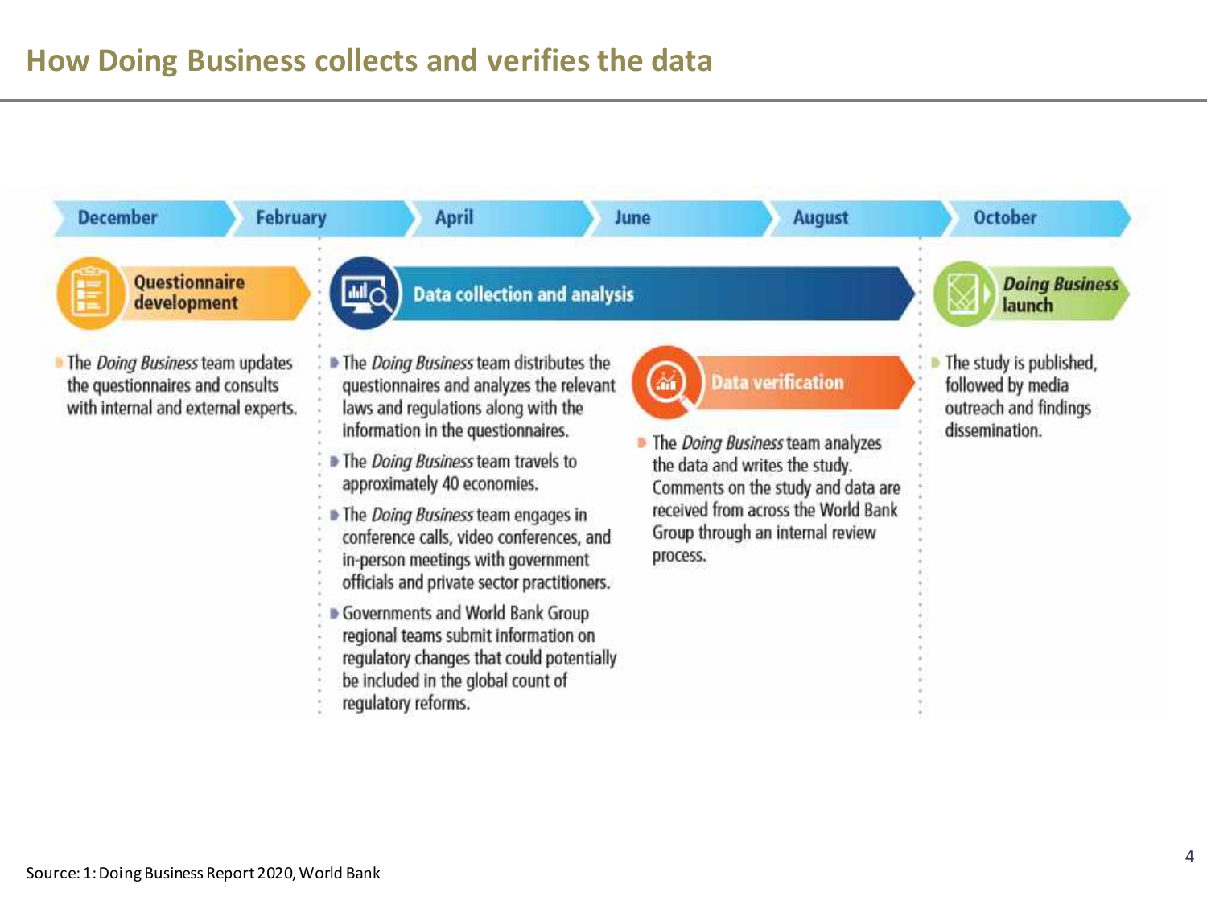# How Doing Business collects and verifies the data

December | February | April | June | August | October

## Questionnaire development

- The *Doing Business* team updates the questionnaires and consults with internal and external experts.

## Data collection and analysis

- The *Doing Business* team distributes the questionnaires and analyzes the relevant laws and regulations along with the information in the questionnaires.
- The *Doing Business* team travels to approximately 40 economies.
- The *Doing Business* team engages in conference calls, video conferences, and in-person meetings with government officials and private sector practitioners.
- Governments and World Bank Group regional teams submit information on regulatory changes that could potentially be included in the global count of regulatory reforms.

## Data verification

- The *Doing Business* team analyzes the data and writes the study. Comments on the study and data are received from across the World Bank Group through an internal review process.

## *Doing Business* launch

- The study is published, followed by media outreach and findings dissemination.

Source: 1: Doing Business Report 2020, World Bank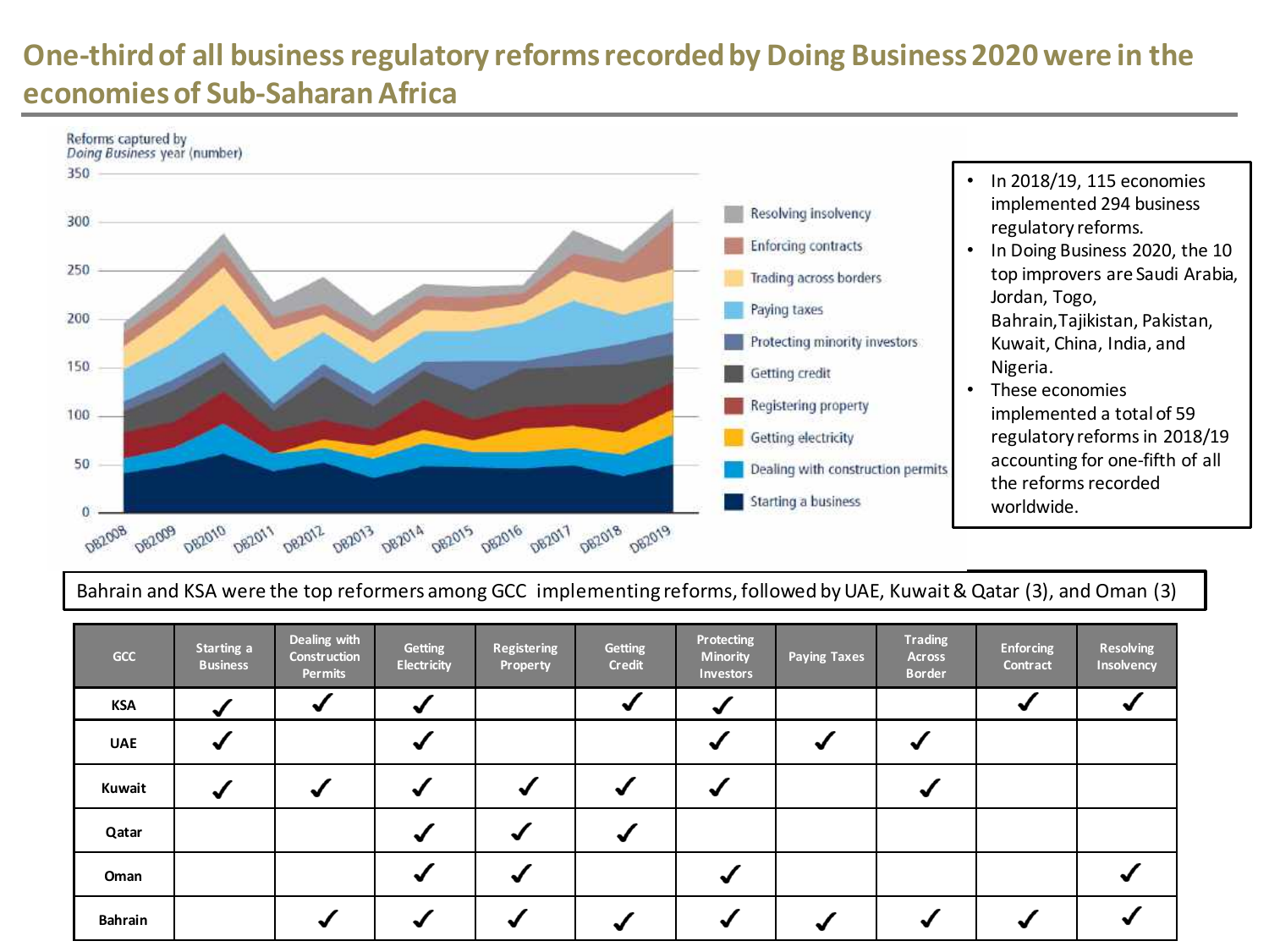# One-third of all business regulatory reforms recorded by Doing Business 2020 were in the economies of Sub-Saharan Africa

Reforms captured by *Doing Business* year (number)

350, 300, 250, 200, 150, 100, 50, 0

DB2008, DB2009, DB2010, DB2011, DB2012, DB2013, DB2014, DB2015, DB2016, DB2017, DB2018, DB2019

- Resolving insolvency
- Enforcing contracts
- Trading across borders
- Paying taxes
- Protecting minority investors
- Getting credit
- Registering property
- Getting electricity
- Dealing with construction permits
- Starting a business

- In 2018/19, 115 economies implemented 294 business regulatory reforms.
- In Doing Business 2020, the 10 top improvers are Saudi Arabia, Jordan, Togo, Bahrain, Tajikistan, Pakistan, Kuwait, China, India, and Nigeria.
- These economies implemented a total of 59 regulatory reforms in 2018/19 accounting for one-fifth of all the reforms recorded worldwide.

Bahrain and KSA were the top reformers among GCC implementing reforms, followed by UAE, Kuwait & Qatar (3), and Oman (3)

| GCC | Starting a Business | Dealing with Construction Permits | Getting Electricity | Registering Property | Getting Credit | Protecting Minority Investors | Paying Taxes | Trading Across Border | Enforcing Contract | Resolving Insolvency |
|---|---|---|---|---|---|---|---|---|---|---|
| KSA | ✓ | ✓ | ✓ | | ✓ | ✓ | | | ✓ | ✓ |
| UAE | ✓ | | ✓ | | | ✓ | ✓ | ✓ | | |
| Kuwait | ✓ | ✓ | ✓ | ✓ | ✓ | ✓ | | ✓ | | |
| Qatar | | | ✓ | ✓ | ✓ | | | | | |
| Oman | | | ✓ | ✓ | | ✓ | | | | ✓ |
| Bahrain | | ✓ | ✓ | ✓ | ✓ | ✓ | ✓ | ✓ | ✓ | ✓ |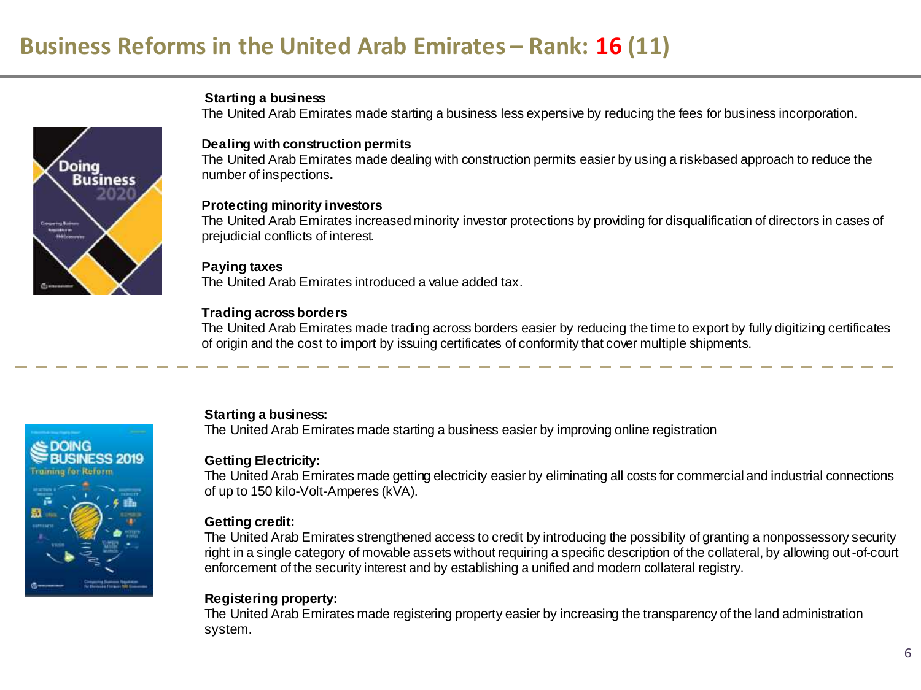# Business Reforms in the United Arab Emirates – Rank: 16 (11)

**Starting a business**
The United Arab Emirates made starting a business less expensive by reducing the fees for business incorporation.

**Dealing with construction permits**
The United Arab Emirates made dealing with construction permits easier by using a risk-based approach to reduce the number of inspections.

**Protecting minority investors**
The United Arab Emirates increased minority investor protections by providing for disqualification of directors in cases of prejudicial conflicts of interest.

**Paying taxes**
The United Arab Emirates introduced a value added tax.

**Trading across borders**
The United Arab Emirates made trading across borders easier by reducing the time to export by fully digitizing certificates of origin and the cost to import by issuing certificates of conformity that cover multiple shipments.

---

**Starting a business:**
The United Arab Emirates made starting a business easier by improving online registration

**Getting Electricity:**
The United Arab Emirates made getting electricity easier by eliminating all costs for commercial and industrial connections of up to 150 kilo-Volt-Amperes (kVA).

**Getting credit:**
The United Arab Emirates strengthened access to credit by introducing the possibility of granting a nonpossessory security right in a single category of movable assets without requiring a specific description of the collateral, by allowing out-of-court enforcement of the security interest and by establishing a unified and modern collateral registry.

**Registering property:**
The United Arab Emirates made registering property easier by increasing the transparency of the land administration system.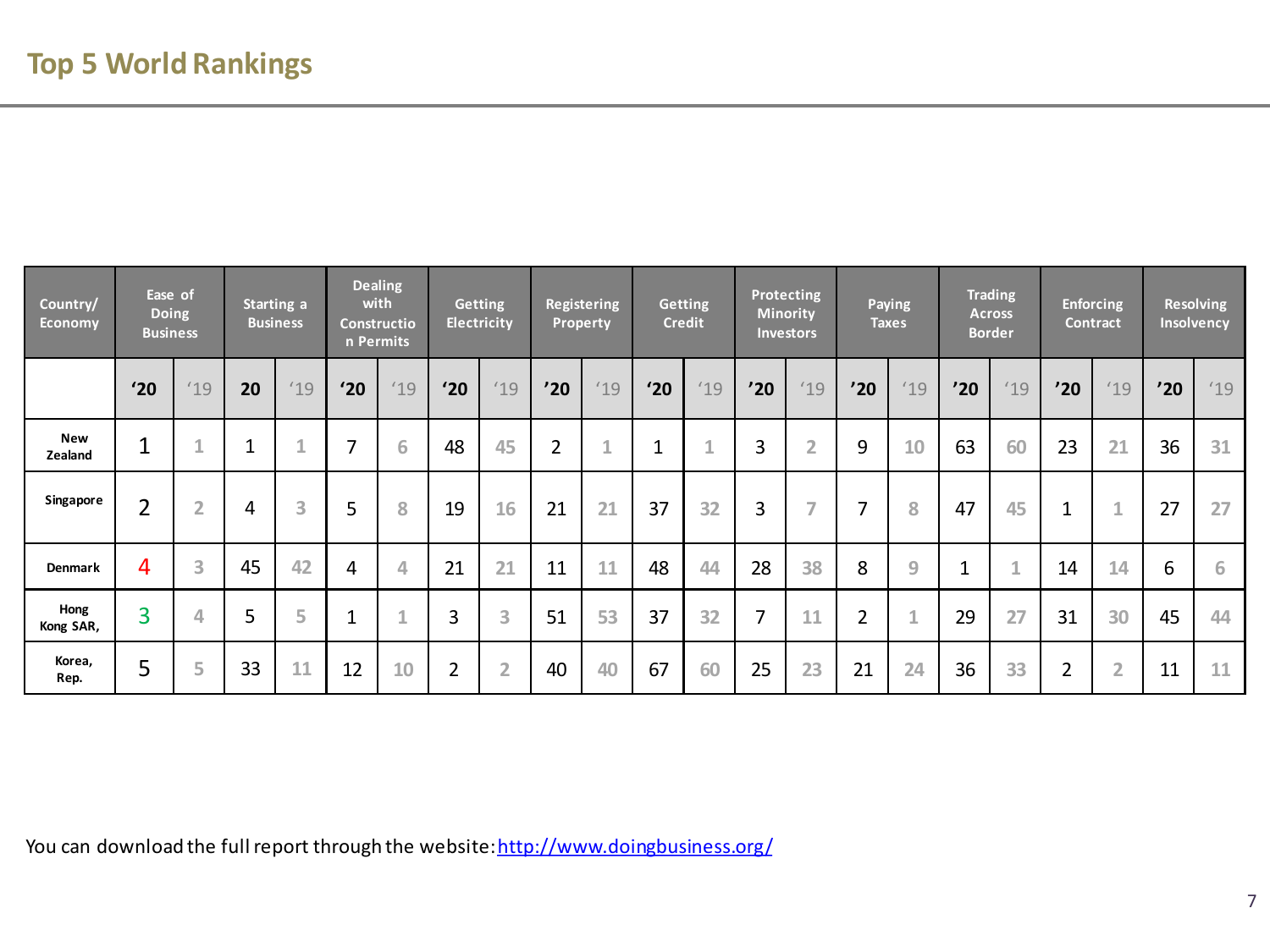# Top 5 World Rankings

| Country/ Economy | Ease of Doing Business | | Starting a Business | | Dealing with Construction Permits | | Getting Electricity | | Registering Property | | Getting Credit | | Protecting Minority Investors | | Paying Taxes | | Trading Across Border | | Enforcing Contract | | Resolving Insolvency | |
|---|---|---|---|---|---|---|---|---|---|---|---|---|---|---|---|---|---|---|---|---|---|---|
| | '20 | '19 | 20 | '19 | '20 | '19 | '20 | '19 | '20 | '19 | '20 | '19 | '20 | '19 | '20 | '19 | '20 | '19 | '20 | '19 | '20 | '19 |
| New Zealand | 1 | 1 | 1 | 1 | 7 | 6 | 48 | 45 | 2 | 1 | 1 | 1 | 3 | 2 | 9 | 10 | 63 | 60 | 23 | 21 | 36 | 31 |
| Singapore | 2 | 2 | 4 | 3 | 5 | 8 | 19 | 16 | 21 | 21 | 37 | 32 | 3 | 7 | 7 | 8 | 47 | 45 | 1 | 1 | 27 | 27 |
| Denmark | 4 | 3 | 45 | 42 | 4 | 4 | 21 | 21 | 11 | 11 | 48 | 44 | 28 | 38 | 8 | 9 | 1 | 1 | 14 | 14 | 6 | 6 |
| Hong Kong SAR, | 3 | 4 | 5 | 5 | 1 | 1 | 3 | 3 | 51 | 53 | 37 | 32 | 7 | 11 | 2 | 1 | 29 | 27 | 31 | 30 | 45 | 44 |
| Korea, Rep. | 5 | 5 | 33 | 11 | 12 | 10 | 2 | 2 | 40 | 40 | 67 | 60 | 25 | 23 | 21 | 24 | 36 | 33 | 2 | 2 | 11 | 11 |

You can download the full report through the website: http://www.doingbusiness.org/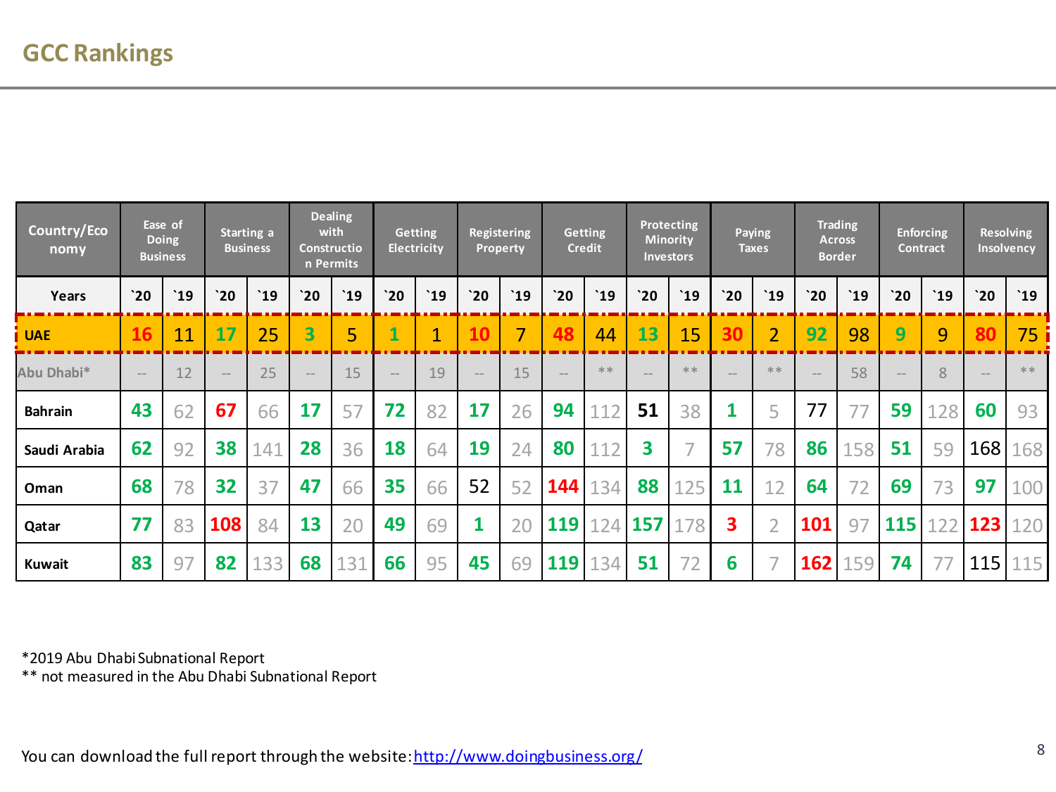# GCC Rankings

| Country/Economy | Ease of Doing Business | | Starting a Business | | Dealing with Construction Permits | | Getting Electricity | | Registering Property | | Getting Credit | | Protecting Minority Investors | | Paying Taxes | | Trading Across Border | | Enforcing Contract | | Resolving Insolvency | |
|---|---|---|---|---|---|---|---|---|---|---|---|---|---|---|---|---|---|---|---|---|---|---|
| Years | `20 | `19 | `20 | `19 | `20 | `19 | `20 | `19 | `20 | `19 | `20 | `19 | `20 | `19 | `20 | `19 | `20 | `19 | `20 | `19 | `20 | `19 |
| **UAE** | 16 | 11 | 17 | 25 | 3 | 5 | 1 | 1 | 10 | 7 | 48 | 44 | 13 | 15 | 30 | 2 | 92 | 98 | 9 | 9 | 80 | 75 |
| Abu Dhabi* | -- | 12 | -- | 25 | -- | 15 | -- | 19 | -- | 15 | -- | ** | -- | ** | -- | ** | -- | 58 | -- | 8 | -- | ** |
| **Bahrain** | 43 | 62 | 67 | 66 | 17 | 57 | 72 | 82 | 17 | 26 | 94 | 112 | 51 | 38 | 1 | 5 | 77 | 77 | 59 | 128 | 60 | 93 |
| **Saudi Arabia** | 62 | 92 | 38 | 141 | 28 | 36 | 18 | 64 | 19 | 24 | 80 | 112 | 3 | 7 | 57 | 78 | 86 | 158 | 51 | 59 | 168 | 168 |
| **Oman** | 68 | 78 | 32 | 37 | 47 | 66 | 35 | 66 | 52 | 52 | 144 | 134 | 88 | 125 | 11 | 12 | 64 | 72 | 69 | 73 | 97 | 100 |
| **Qatar** | 77 | 83 | 108 | 84 | 13 | 20 | 49 | 69 | 1 | 20 | 119 | 124 | 157 | 178 | 3 | 2 | 101 | 97 | 115 | 122 | 123 | 120 |
| **Kuwait** | 83 | 97 | 82 | 133 | 68 | 131 | 66 | 95 | 45 | 69 | 119 | 134 | 51 | 72 | 6 | 7 | 162 | 159 | 74 | 77 | 115 | 115 |

*2019 Abu Dhabi Subnational Report
** not measured in the Abu Dhabi Subnational Report

You can download the full report through the website: http://www.doingbusiness.org/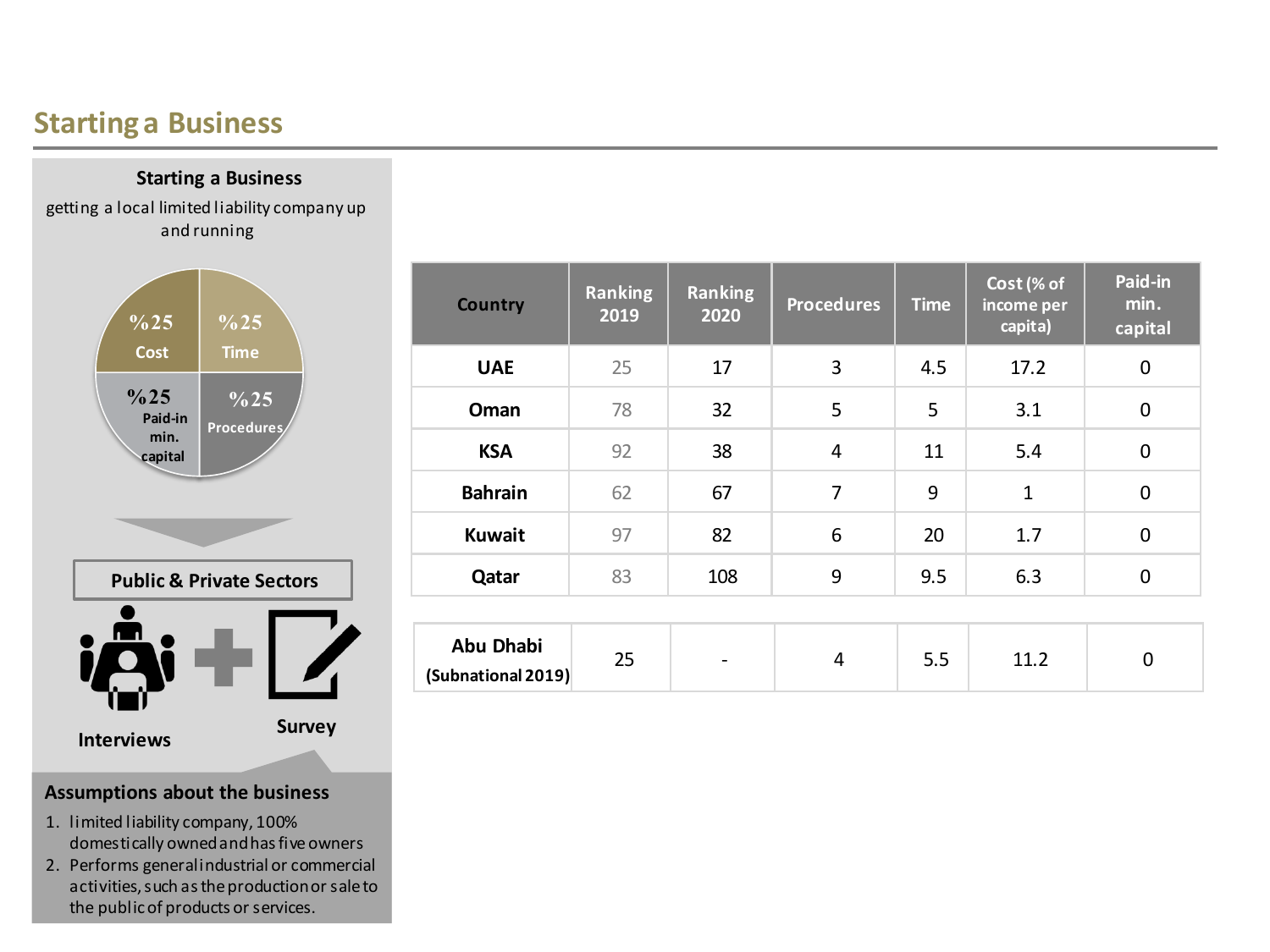## Starting a Business

**Starting a Business**

getting a local limited liability company up and running

%25 Cost

%25 Time

%25 Paid-in min. capital

%25 Procedures

**Public & Private Sectors**

Interviews + Survey

| Country | Ranking 2019 | Ranking 2020 | Procedures | Time | Cost (% of income per capita) | Paid-in min. capital |
|---|---|---|---|---|---|---|
| UAE | 25 | 17 | 3 | 4.5 | 17.2 | 0 |
| Oman | 78 | 32 | 5 | 5 | 3.1 | 0 |
| KSA | 92 | 38 | 4 | 11 | 5.4 | 0 |
| Bahrain | 62 | 67 | 7 | 9 | 1 | 0 |
| Kuwait | 97 | 82 | 6 | 20 | 1.7 | 0 |
| Qatar | 83 | 108 | 9 | 9.5 | 6.3 | 0 |
| Abu Dhabi (Subnational 2019) | 25 | - | 4 | 5.5 | 11.2 | 0 |

**Assumptions about the business**

1. limited liability company, 100% domestically owned and has five owners
2. Performs general industrial or commercial activities, such as the production or sale to the public of products or services.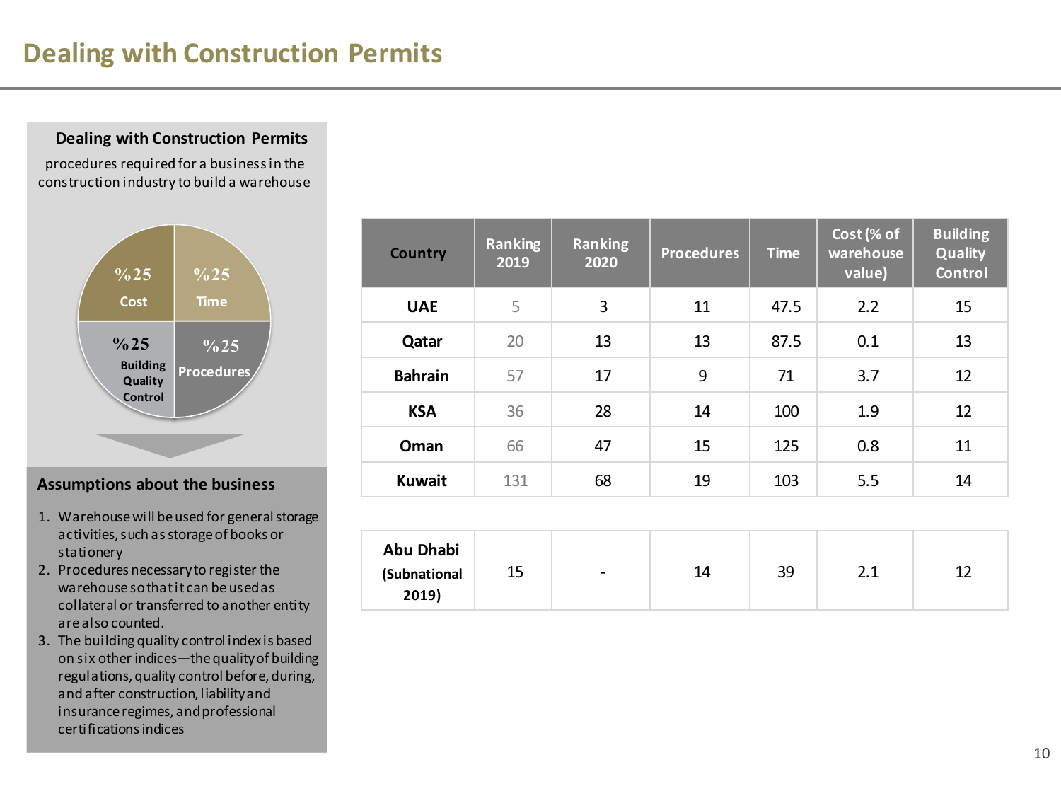# Dealing with Construction Permits

**Dealing with Construction Permits**

procedures required for a business in the construction industry to build a warehouse

%25 Cost
%25 Time
%25 Building Quality Control
%25 Procedures

**Assumptions about the business**

1. Warehouse will be used for general storage activities, such as storage of books or stationery
2. Procedures necessary to register the warehouse so that it can be used as collateral or transferred to another entity are also counted.
3. The building quality control index is based on six other indices—the quality of building regulations, quality control before, during, and after construction, liability and insurance regimes, and professional certifications indices

| Country | Ranking 2019 | Ranking 2020 | Procedures | Time | Cost (% of warehouse value) | Building Quality Control |
|---|---|---|---|---|---|---|
| UAE | 5 | 3 | 11 | 47.5 | 2.2 | 15 |
| Qatar | 20 | 13 | 13 | 87.5 | 0.1 | 13 |
| Bahrain | 57 | 17 | 9 | 71 | 3.7 | 12 |
| KSA | 36 | 28 | 14 | 100 | 1.9 | 12 |
| Oman | 66 | 47 | 15 | 125 | 0.8 | 11 |
| Kuwait | 131 | 68 | 19 | 103 | 5.5 | 14 |
| Abu Dhabi (Subnational 2019) | 15 | - | 14 | 39 | 2.1 | 12 |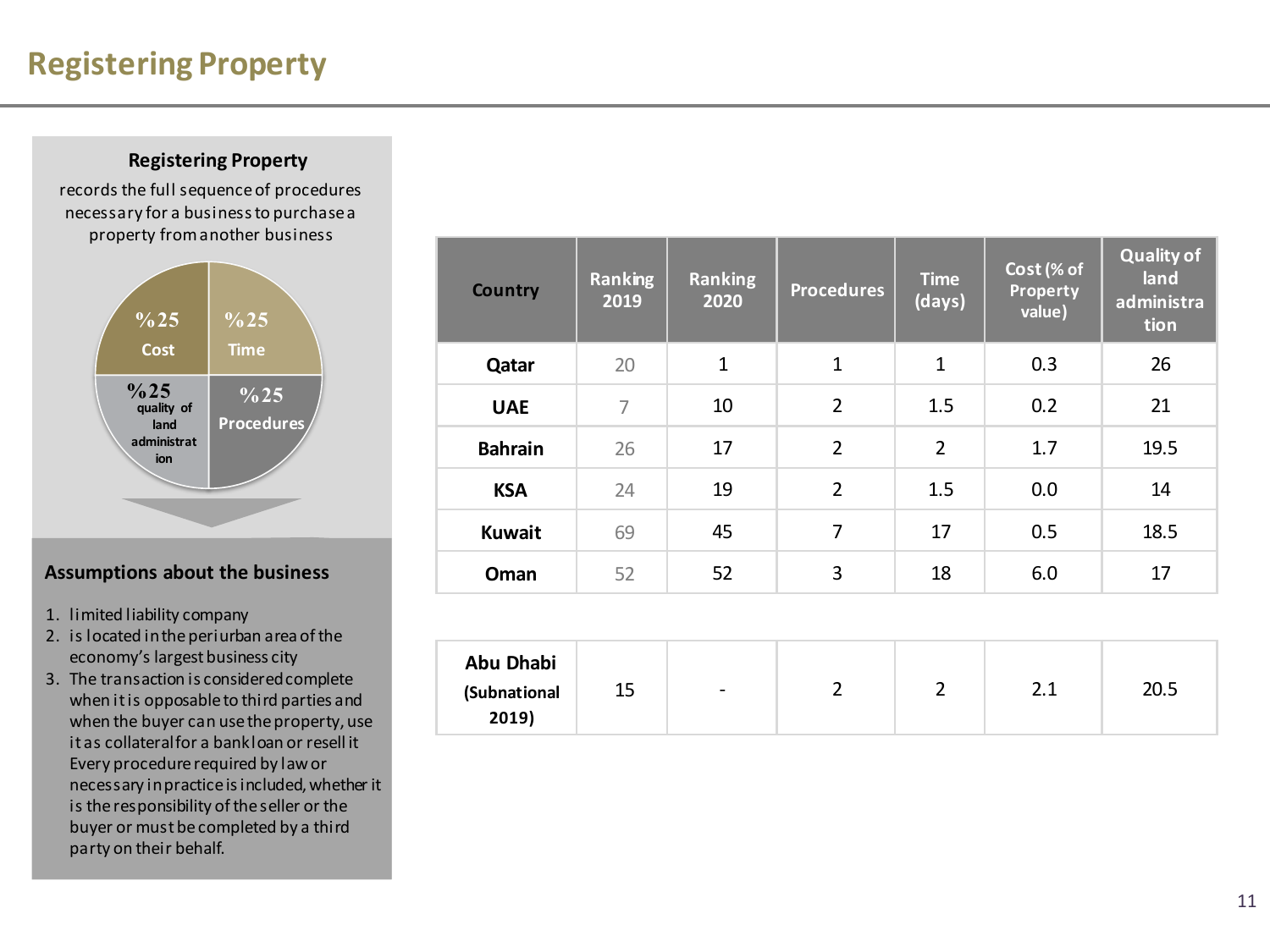# Registering Property

**Registering Property**

records the full sequence of procedures necessary for a business to purchase a property from another business

%25 Cost

%25 Time

%25 quality of land administration

%25 Procedures

**Assumptions about the business**

1. limited liability company
2. is located in the periurban area of the economy's largest business city
3. The transaction is considered complete when it is opposable to third parties and when the buyer can use the property, use it as collateral for a bank loan or resell it Every procedure required by law or necessary in practice is included, whether it is the responsibility of the seller or the buyer or must be completed by a third party on their behalf.

| Country | Ranking 2019 | Ranking 2020 | Procedures | Time (days) | Cost (% of Property value) | Quality of land administration |
|---|---|---|---|---|---|---|
| Qatar | 20 | 1 | 1 | 1 | 0.3 | 26 |
| UAE | 7 | 10 | 2 | 1.5 | 0.2 | 21 |
| Bahrain | 26 | 17 | 2 | 2 | 1.7 | 19.5 |
| KSA | 24 | 19 | 2 | 1.5 | 0.0 | 14 |
| Kuwait | 69 | 45 | 7 | 17 | 0.5 | 18.5 |
| Oman | 52 | 52 | 3 | 18 | 6.0 | 17 |
| Abu Dhabi (Subnational 2019) | 15 | - | 2 | 2 | 2.1 | 20.5 |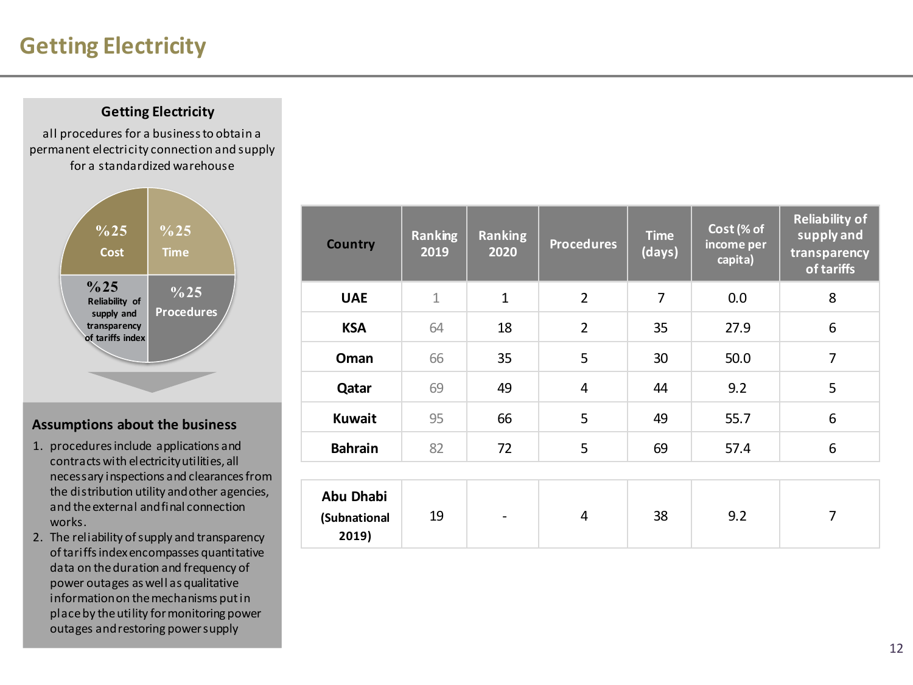# Getting Electricity

**Getting Electricity**

all procedures for a business to obtain a permanent electricity connection and supply for a standardized warehouse

%25 Cost

%25 Time

%25 Reliability of supply and transparency of tariffs index

%25 Procedures

## Assumptions about the business

1. procedures include applications and contracts with electricity utilities, all necessary inspections and clearances from the distribution utility and other agencies, and the external and final connection works.
2. The reliability of supply and transparency of tariffs index encompasses quantitative data on the duration and frequency of power outages as well as qualitative information on the mechanisms put in place by the utility for monitoring power outages and restoring power supply

| Country | Ranking 2019 | Ranking 2020 | Procedures | Time (days) | Cost (% of income per capita) | Reliability of supply and transparency of tariffs |
|---|---|---|---|---|---|---|
| UAE | 1 | 1 | 2 | 7 | 0.0 | 8 |
| KSA | 64 | 18 | 2 | 35 | 27.9 | 6 |
| Oman | 66 | 35 | 5 | 30 | 50.0 | 7 |
| Qatar | 69 | 49 | 4 | 44 | 9.2 | 5 |
| Kuwait | 95 | 66 | 5 | 49 | 55.7 | 6 |
| Bahrain | 82 | 72 | 5 | 69 | 57.4 | 6 |
| Abu Dhabi (Subnational 2019) | 19 | - | 4 | 38 | 9.2 | 7 |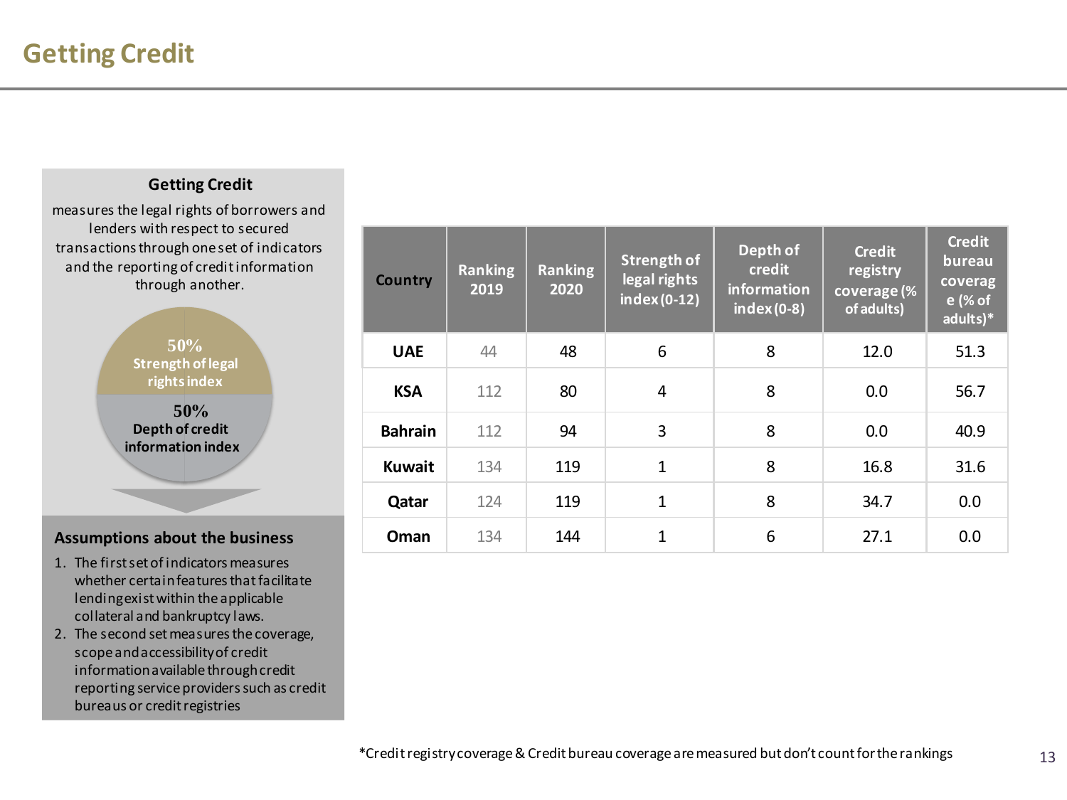# Getting Credit

**Getting Credit**

measures the legal rights of borrowers and lenders with respect to secured transactions through one set of indicators and the reporting of credit information through another.

50% Strength of legal rights index

50% Depth of credit information index

## Assumptions about the business

1. The first set of indicators measures whether certain features that facilitate lending exist within the applicable collateral and bankruptcy laws.
2. The second set measures the coverage, scope and accessibility of credit information available through credit reporting service providers such as credit bureaus or credit registries

| Country | Ranking 2019 | Ranking 2020 | Strength of legal rights index (0-12) | Depth of credit information index (0-8) | Credit registry coverage (% of adults) | Credit bureau coverage (% of adults)* |
|---|---|---|---|---|---|---|
| **UAE** | 44 | 48 | 6 | 8 | 12.0 | 51.3 |
| **KSA** | 112 | 80 | 4 | 8 | 0.0 | 56.7 |
| **Bahrain** | 112 | 94 | 3 | 8 | 0.0 | 40.9 |
| **Kuwait** | 134 | 119 | 1 | 8 | 16.8 | 31.6 |
| **Qatar** | 124 | 119 | 1 | 8 | 34.7 | 0.0 |
| **Oman** | 134 | 144 | 1 | 6 | 27.1 | 0.0 |

*Credit registry coverage & Credit bureau coverage are measured but don't count for the rankings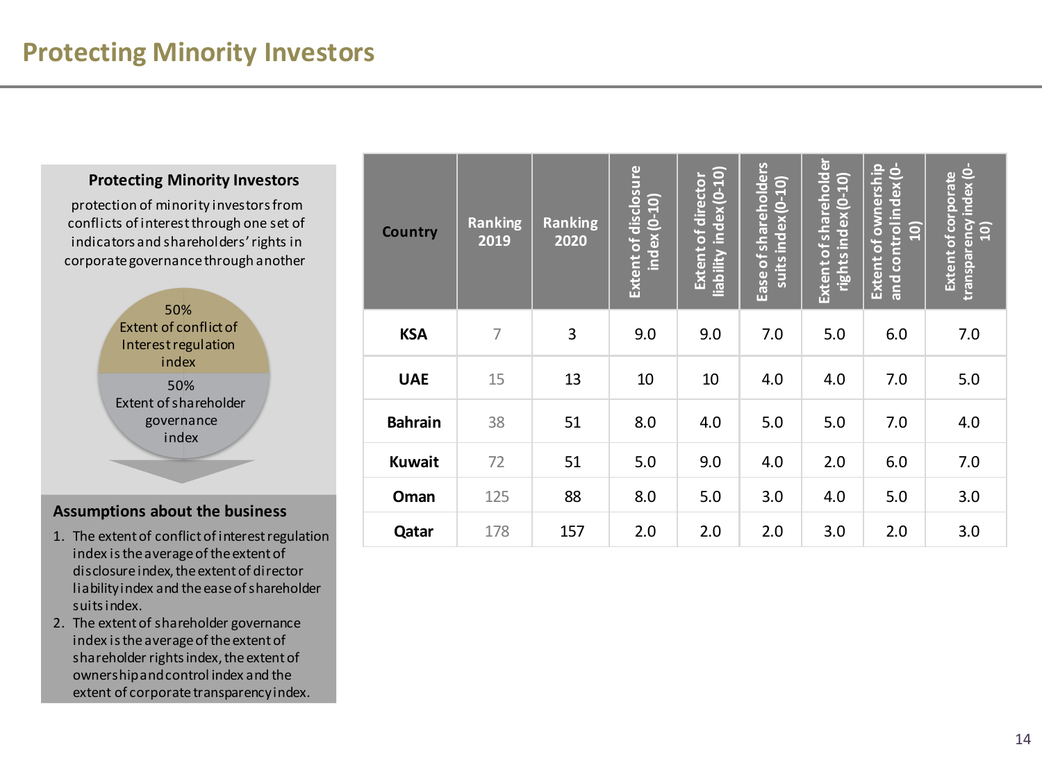# Protecting Minority Investors

**Protecting Minority Investors**

protection of minority investors from conflicts of interest through one set of indicators and shareholders' rights in corporate governance through another

50%
Extent of conflict of Interest regulation index

50%
Extent of shareholder governance index

**Assumptions about the business**

1. The extent of conflict of interest regulation index is the average of the extent of disclosure index, the extent of director liability index and the ease of shareholder suits index.
2. The extent of shareholder governance index is the average of the extent of shareholder rights index, the extent of ownership and control index and the extent of corporate transparency index.

| Country | Ranking 2019 | Ranking 2020 | Extent of disclosure index (0-10) | Extent of director liability index (0-10) | Ease of shareholders suits index (0-10) | Extent of shareholder rights index (0-10) | Extent of ownership and control index (0-10) | Extent of corporate transparency index (0-10) |
|---|---|---|---|---|---|---|---|---|
| **KSA** | 7 | 3 | 9.0 | 9.0 | 7.0 | 5.0 | 6.0 | 7.0 |
| **UAE** | 15 | 13 | 10 | 10 | 4.0 | 4.0 | 7.0 | 5.0 |
| **Bahrain** | 38 | 51 | 8.0 | 4.0 | 5.0 | 5.0 | 7.0 | 4.0 |
| **Kuwait** | 72 | 51 | 5.0 | 9.0 | 4.0 | 2.0 | 6.0 | 7.0 |
| **Oman** | 125 | 88 | 8.0 | 5.0 | 3.0 | 4.0 | 5.0 | 3.0 |
| **Qatar** | 178 | 157 | 2.0 | 2.0 | 2.0 | 3.0 | 2.0 | 3.0 |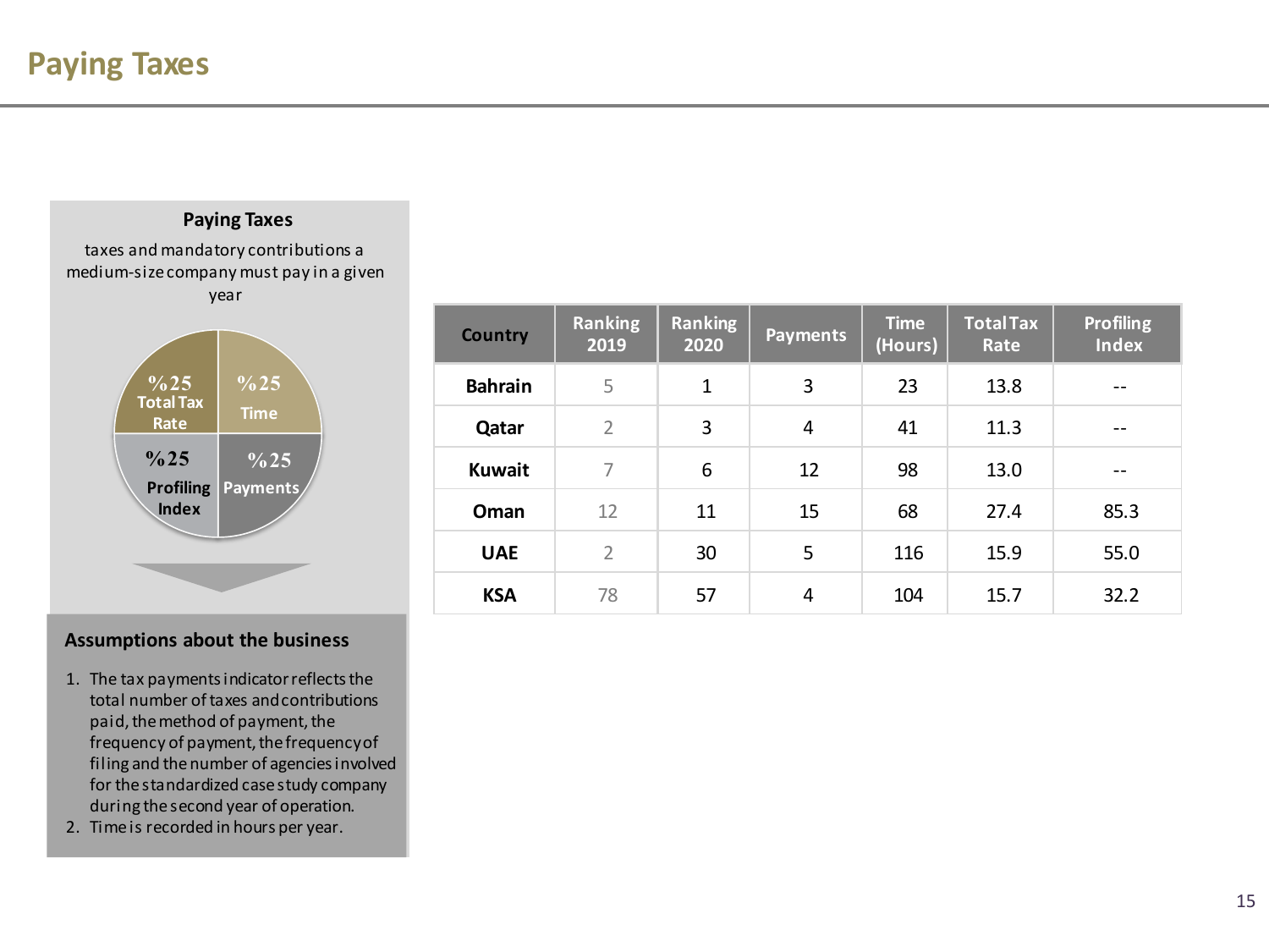# Paying Taxes

**Paying Taxes**

taxes and mandatory contributions a medium-size company must pay in a given year

%25 Total Tax Rate

%25 Time

%25 Profiling Index

%25 Payments

| Country | Ranking 2019 | Ranking 2020 | Payments | Time (Hours) | Total Tax Rate | Profiling Index |
|---|---|---|---|---|---|---|
| **Bahrain** | 5 | 1 | 3 | 23 | 13.8 | -- |
| **Qatar** | 2 | 3 | 4 | 41 | 11.3 | -- |
| **Kuwait** | 7 | 6 | 12 | 98 | 13.0 | -- |
| **Oman** | 12 | 11 | 15 | 68 | 27.4 | 85.3 |
| **UAE** | 2 | 30 | 5 | 116 | 15.9 | 55.0 |
| **KSA** | 78 | 57 | 4 | 104 | 15.7 | 32.2 |

## Assumptions about the business

1. The tax payments indicator reflects the total number of taxes and contributions paid, the method of payment, the frequency of payment, the frequency of filing and the number of agencies involved for the standardized case study company during the second year of operation.
2. Time is recorded in hours per year.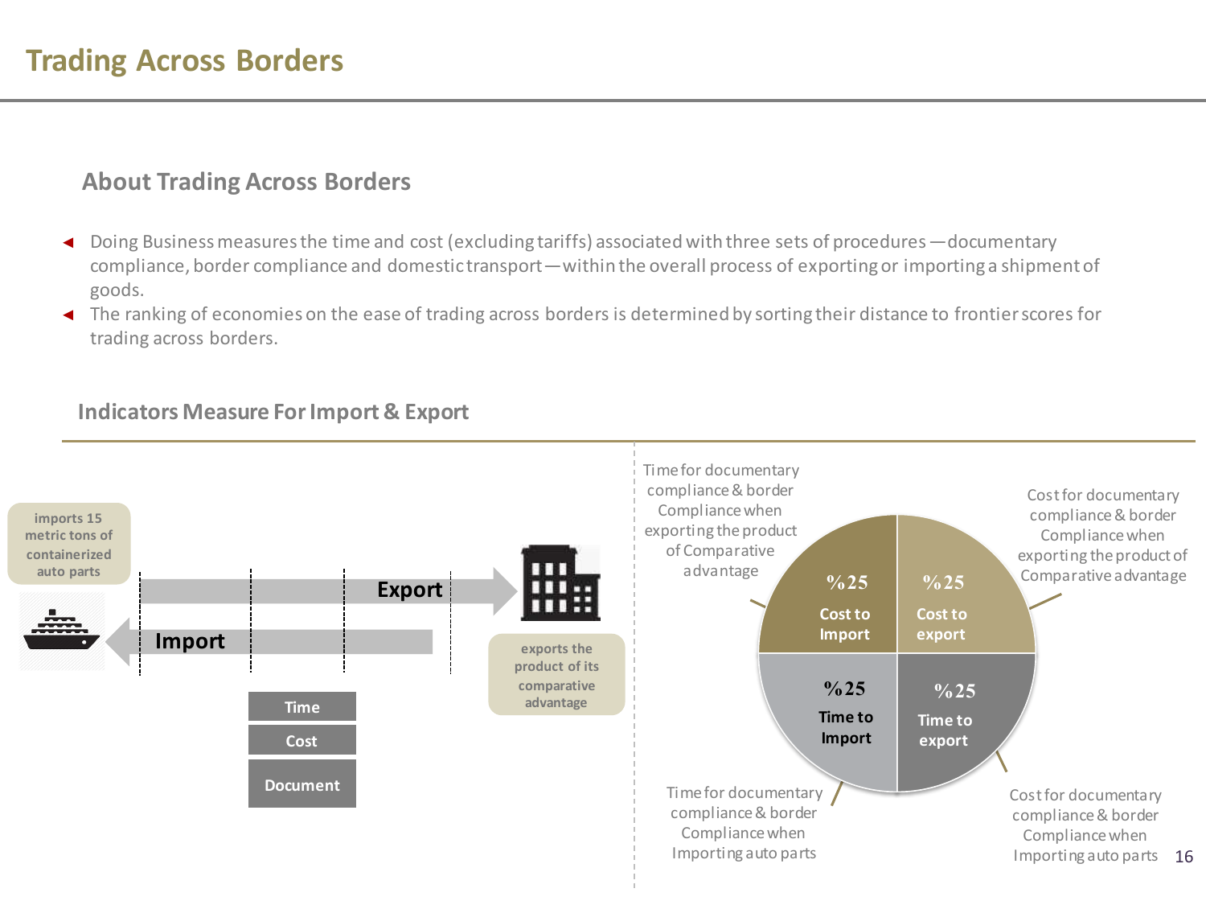# Trading Across Borders

## About Trading Across Borders

- Doing Business measures the time and cost (excluding tariffs) associated with three sets of procedures —documentary compliance, border compliance and domestic transport—within the overall process of exporting or importing a shipment of goods.
- The ranking of economies on the ease of trading across borders is determined by sorting their distance to frontier scores for trading across borders.

## Indicators Measure For Import & Export

imports 15 metric tons of containerized auto parts

Export

Import

exports the product of its comparative advantage

Time

Cost

Document

Time for documentary compliance & border Compliance when exporting the product of Comparative advantage

Cost for documentary compliance & border Compliance when exporting the product of Comparative advantage

%25 Cost to Import

%25 Cost to export

%25 Time to Import

%25 Time to export

Time for documentary compliance & border Compliance when Importing auto parts

Cost for documentary compliance & border Compliance when Importing auto parts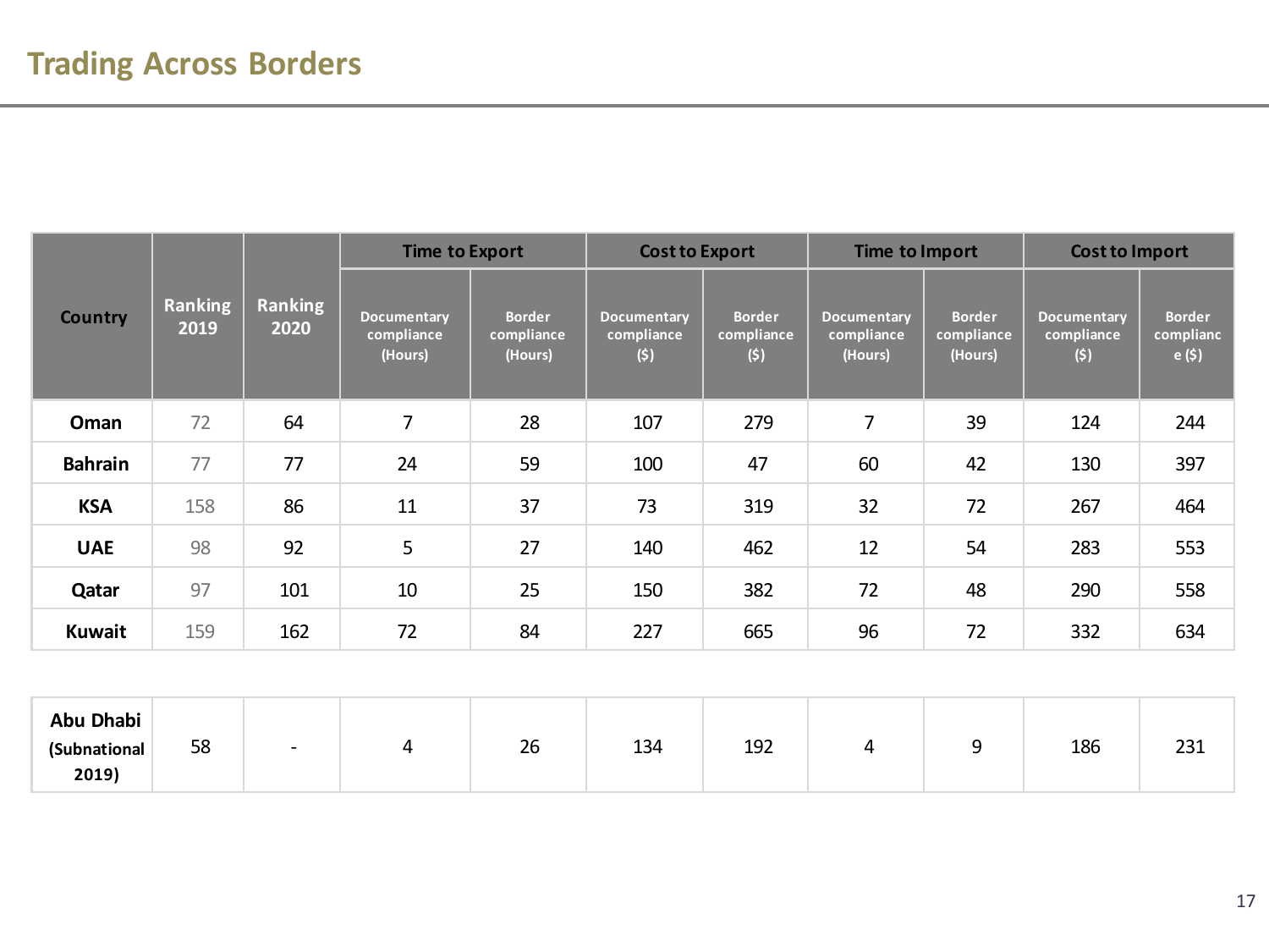# Trading Across Borders

| Country | Ranking 2019 | Ranking 2020 | Time to Export | | Cost to Export | | Time to Import | | Cost to Import | |
|---|---|---|---|---|---|---|---|---|---|---|
| | | | Documentary compliance (Hours) | Border compliance (Hours) | Documentary compliance ($) | Border compliance ($) | Documentary compliance (Hours) | Border compliance (Hours) | Documentary compliance ($) | Border compliance ($) |
| **Oman** | 72 | 64 | 7 | 28 | 107 | 279 | 7 | 39 | 124 | 244 |
| **Bahrain** | 77 | 77 | 24 | 59 | 100 | 47 | 60 | 42 | 130 | 397 |
| **KSA** | 158 | 86 | 11 | 37 | 73 | 319 | 32 | 72 | 267 | 464 |
| **UAE** | 98 | 92 | 5 | 27 | 140 | 462 | 12 | 54 | 283 | 553 |
| **Qatar** | 97 | 101 | 10 | 25 | 150 | 382 | 72 | 48 | 290 | 558 |
| **Kuwait** | 159 | 162 | 72 | 84 | 227 | 665 | 96 | 72 | 332 | 634 |
| **Abu Dhabi (Subnational 2019)** | 58 | - | 4 | 26 | 134 | 192 | 4 | 9 | 186 | 231 |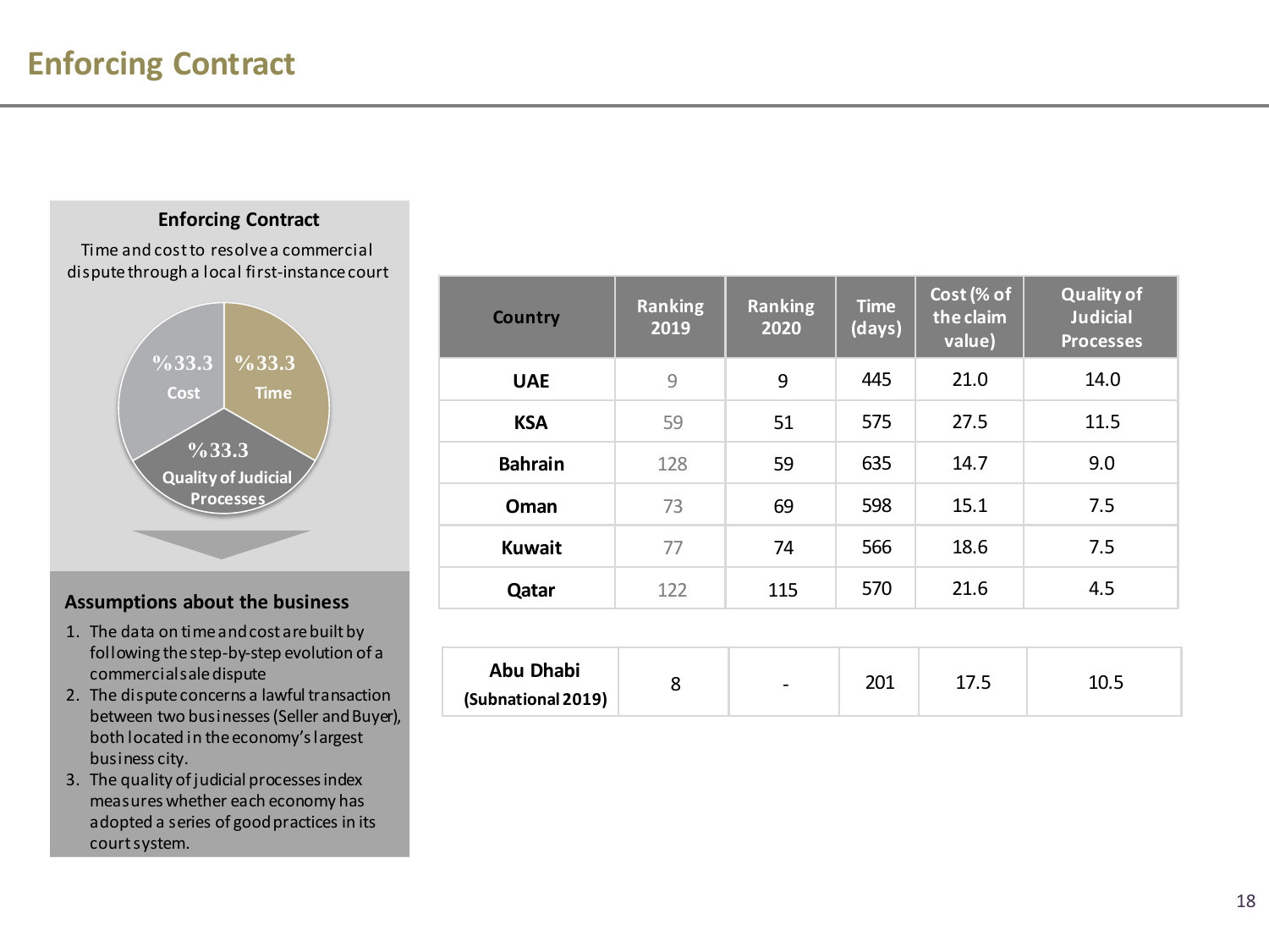# Enforcing Contract

**Enforcing Contract**

Time and cost to resolve a commercial dispute through a local first-instance court

%33.3 Cost

%33.3 Time

%33.3 Quality of Judicial Processes

### Assumptions about the business

1. The data on time and cost are built by following the step-by-step evolution of a commercial sale dispute
2. The dispute concerns a lawful transaction between two businesses (Seller and Buyer), both located in the economy's largest business city.
3. The quality of judicial processes index measures whether each economy has adopted a series of good practices in its court system.

| Country | Ranking 2019 | Ranking 2020 | Time (days) | Cost (% of the claim value) | Quality of Judicial Processes |
|---|---|---|---|---|---|
| **UAE** | 9 | 9 | 445 | 21.0 | 14.0 |
| **KSA** | 59 | 51 | 575 | 27.5 | 11.5 |
| **Bahrain** | 128 | 59 | 635 | 14.7 | 9.0 |
| **Oman** | 73 | 69 | 598 | 15.1 | 7.5 |
| **Kuwait** | 77 | 74 | 566 | 18.6 | 7.5 |
| **Qatar** | 122 | 115 | 570 | 21.6 | 4.5 |

| | | | | | |
|---|---|---|---|---|---|
| **Abu Dhabi (Subnational 2019)** | 8 | - | 201 | 17.5 | 10.5 |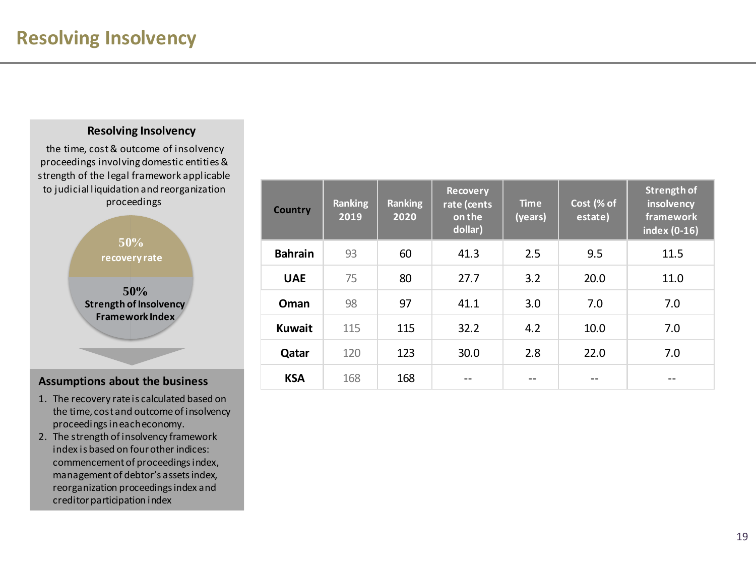# Resolving Insolvency

**Resolving Insolvency**

the time, cost & outcome of insolvency proceedings involving domestic entities & strength of the legal framework applicable to judicial liquidation and reorganization proceedings

50%
recovery rate

50%
Strength of Insolvency Framework Index

**Assumptions about the business**

1. The recovery rate is calculated based on the time, cost and outcome of insolvency proceedings in each economy.
2. The strength of insolvency framework index is based on four other indices: commencement of proceedings index, management of debtor's assets index, reorganization proceedings index and creditor participation index

| Country | Ranking 2019 | Ranking 2020 | Recovery rate (cents on the dollar) | Time (years) | Cost (% of estate) | Strength of insolvency framework index (0-16) |
|---|---|---|---|---|---|---|
| **Bahrain** | 93 | 60 | 41.3 | 2.5 | 9.5 | 11.5 |
| **UAE** | 75 | 80 | 27.7 | 3.2 | 20.0 | 11.0 |
| **Oman** | 98 | 97 | 41.1 | 3.0 | 7.0 | 7.0 |
| **Kuwait** | 115 | 115 | 32.2 | 4.2 | 10.0 | 7.0 |
| **Qatar** | 120 | 123 | 30.0 | 2.8 | 22.0 | 7.0 |
| **KSA** | 168 | 168 | -- | -- | -- | -- |